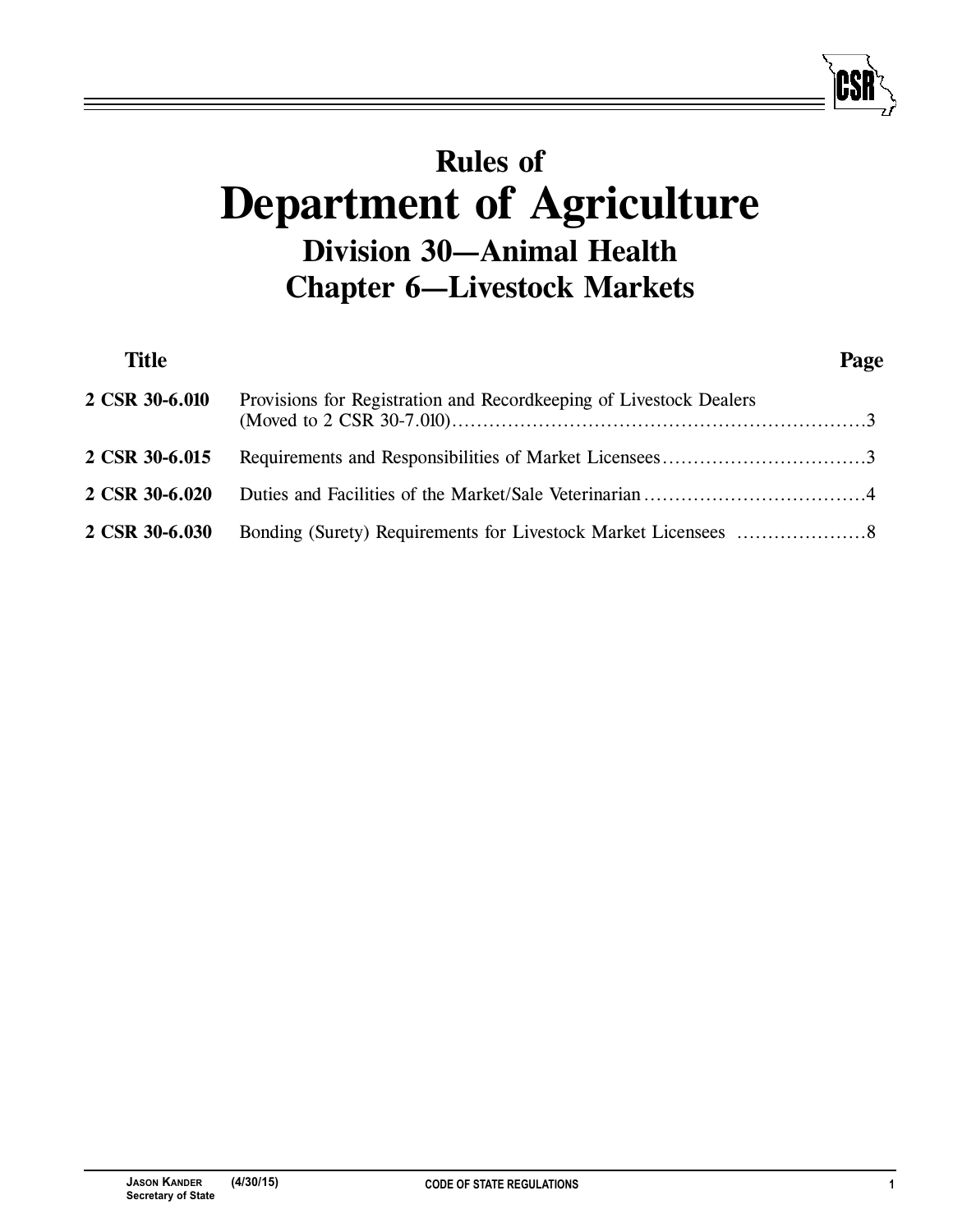# Rules of
# Department of Agriculture
## Division 30—Animal Health
## Chapter 6—Livestock Markets

| Title | | Page |
|---|---|---|
| 2 CSR 30-6.010 | Provisions for Registration and Recordkeeping of Livestock Dealers (Moved to 2 CSR 30-7.010) | 3 |
| 2 CSR 30-6.015 | Requirements and Responsibilities of Market Licensees | 3 |
| 2 CSR 30-6.020 | Duties and Facilities of the Market/Sale Veterinarian | 4 |
| 2 CSR 30-6.030 | Bonding (Surety) Requirements for Livestock Market Licensees | 8 |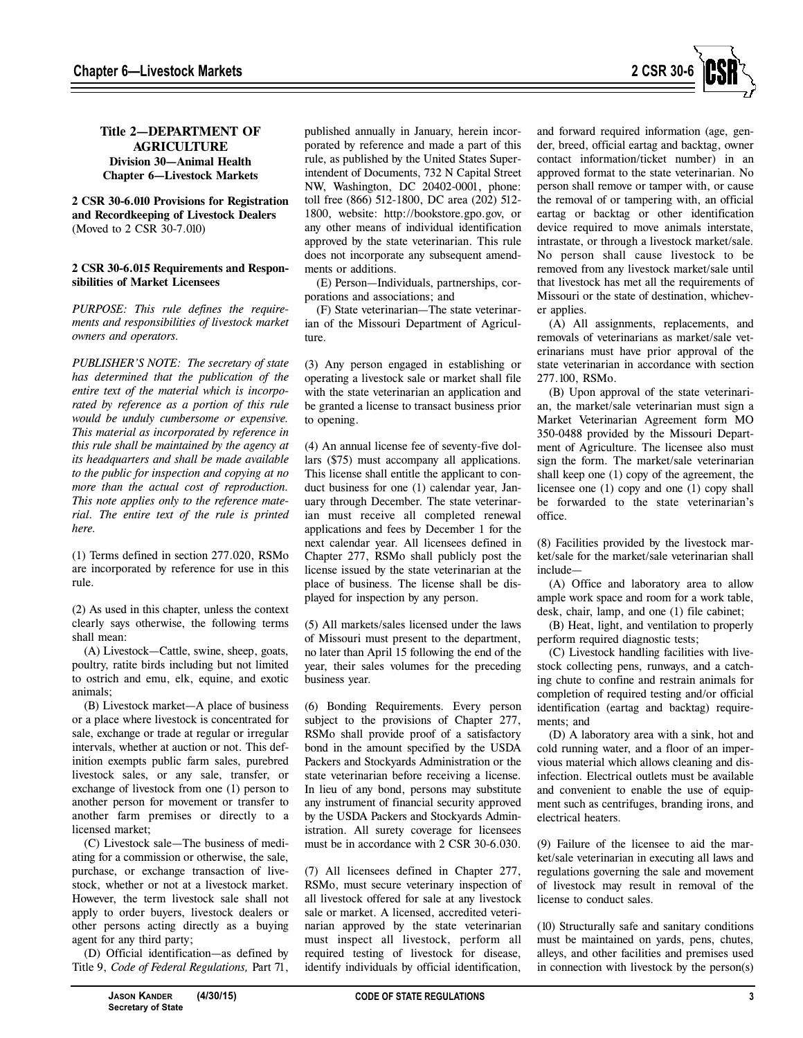## Title 2—DEPARTMENT OF AGRICULTURE
### Division 30—Animal Health
### Chapter 6—Livestock Markets

**2 CSR 30-6.010 Provisions for Registration and Recordkeeping of Livestock Dealers**
(Moved to 2 CSR 30-7.010)

**2 CSR 30-6.015 Requirements and Responsibilities of Market Licensees**

*PURPOSE: This rule defines the requirements and responsibilities of livestock market owners and operators.*

*PUBLISHER'S NOTE: The secretary of state has determined that the publication of the entire text of the material which is incorporated by reference as a portion of this rule would be unduly cumbersome or expensive. This material as incorporated by reference in this rule shall be maintained by the agency at its headquarters and shall be made available to the public for inspection and copying at no more than the actual cost of reproduction. This note applies only to the reference material. The entire text of the rule is printed here.*

(1) Terms defined in section 277.020, RSMo are incorporated by reference for use in this rule.

(2) As used in this chapter, unless the context clearly says otherwise, the following terms shall mean:

(A) Livestock—Cattle, swine, sheep, goats, poultry, ratite birds including but not limited to ostrich and emu, elk, equine, and exotic animals;

(B) Livestock market—A place of business or a place where livestock is concentrated for sale, exchange or trade at regular or irregular intervals, whether at auction or not. This definition exempts public farm sales, purebred livestock sales, or any sale, transfer, or exchange of livestock from one (1) person to another person for movement or transfer to another farm premises or directly to a licensed market;

(C) Livestock sale—The business of mediating for a commission or otherwise, the sale, purchase, or exchange transaction of livestock, whether or not at a livestock market. However, the term livestock sale shall not apply to order buyers, livestock dealers or other persons acting directly as a buying agent for any third party;

(D) Official identification—as defined by Title 9, *Code of Federal Regulations,* Part 71, published annually in January, herein incorporated by reference and made a part of this rule, as published by the United States Superintendent of Documents, 732 N Capital Street NW, Washington, DC 20402-0001, phone: toll free (866) 512-1800, DC area (202) 512-1800, website: http://bookstore.gpo.gov, or any other means of individual identification approved by the state veterinarian. This rule does not incorporate any subsequent amendments or additions.

(E) Person—Individuals, partnerships, corporations and associations; and

(F) State veterinarian—The state veterinarian of the Missouri Department of Agriculture.

(3) Any person engaged in establishing or operating a livestock sale or market shall file with the state veterinarian an application and be granted a license to transact business prior to opening.

(4) An annual license fee of seventy-five dollars ($75) must accompany all applications. This license shall entitle the applicant to conduct business for one (1) calendar year, January through December. The state veterinarian must receive all completed renewal applications and fees by December 1 for the next calendar year. All licensees defined in Chapter 277, RSMo shall publicly post the license issued by the state veterinarian at the place of business. The license shall be displayed for inspection by any person.

(5) All markets/sales licensed under the laws of Missouri must present to the department, no later than April 15 following the end of the year, their sales volumes for the preceding business year.

(6) Bonding Requirements. Every person subject to the provisions of Chapter 277, RSMo shall provide proof of a satisfactory bond in the amount specified by the USDA Packers and Stockyards Administration or the state veterinarian before receiving a license. In lieu of any bond, persons may substitute any instrument of financial security approved by the USDA Packers and Stockyards Administration. All surety coverage for licensees must be in accordance with 2 CSR 30-6.030.

(7) All licensees defined in Chapter 277, RSMo, must secure veterinary inspection of all livestock offered for sale at any livestock sale or market. A licensed, accredited veterinarian approved by the state veterinarian must inspect all livestock, perform all required testing of livestock for disease, identify individuals by official identification, and forward required information (age, gender, breed, official eartag and backtag, owner contact information/ticket number) in an approved format to the state veterinarian. No person shall remove or tamper with, or cause the removal of or tampering with, an official eartag or backtag or other identification device required to move animals interstate, intrastate, or through a livestock market/sale. No person shall cause livestock to be removed from any livestock market/sale until that livestock has met all the requirements of Missouri or the state of destination, whichever applies.

(A) All assignments, replacements, and removals of veterinarians as market/sale veterinarians must have prior approval of the state veterinarian in accordance with section 277.100, RSMo.

(B) Upon approval of the state veterinarian, the market/sale veterinarian must sign a Market Veterinarian Agreement form MO 350-0488 provided by the Missouri Department of Agriculture. The licensee also must sign the form. The market/sale veterinarian shall keep one (1) copy of the agreement, the licensee one (1) copy and one (1) copy shall be forwarded to the state veterinarian's office.

(8) Facilities provided by the livestock market/sale for the market/sale veterinarian shall include—

(A) Office and laboratory area to allow ample work space and room for a work table, desk, chair, lamp, and one (1) file cabinet;

(B) Heat, light, and ventilation to properly perform required diagnostic tests;

(C) Livestock handling facilities with livestock collecting pens, runways, and a catching chute to confine and restrain animals for completion of required testing and/or official identification (eartag and backtag) requirements; and

(D) A laboratory area with a sink, hot and cold running water, and a floor of an impervious material which allows cleaning and disinfection. Electrical outlets must be available and convenient to enable the use of equipment such as centrifuges, branding irons, and electrical heaters.

(9) Failure of the licensee to aid the market/sale veterinarian in executing all laws and regulations governing the sale and movement of livestock may result in removal of the license to conduct sales.

(10) Structurally safe and sanitary conditions must be maintained on yards, pens, chutes, alleys, and other facilities and premises used in connection with livestock by the person(s)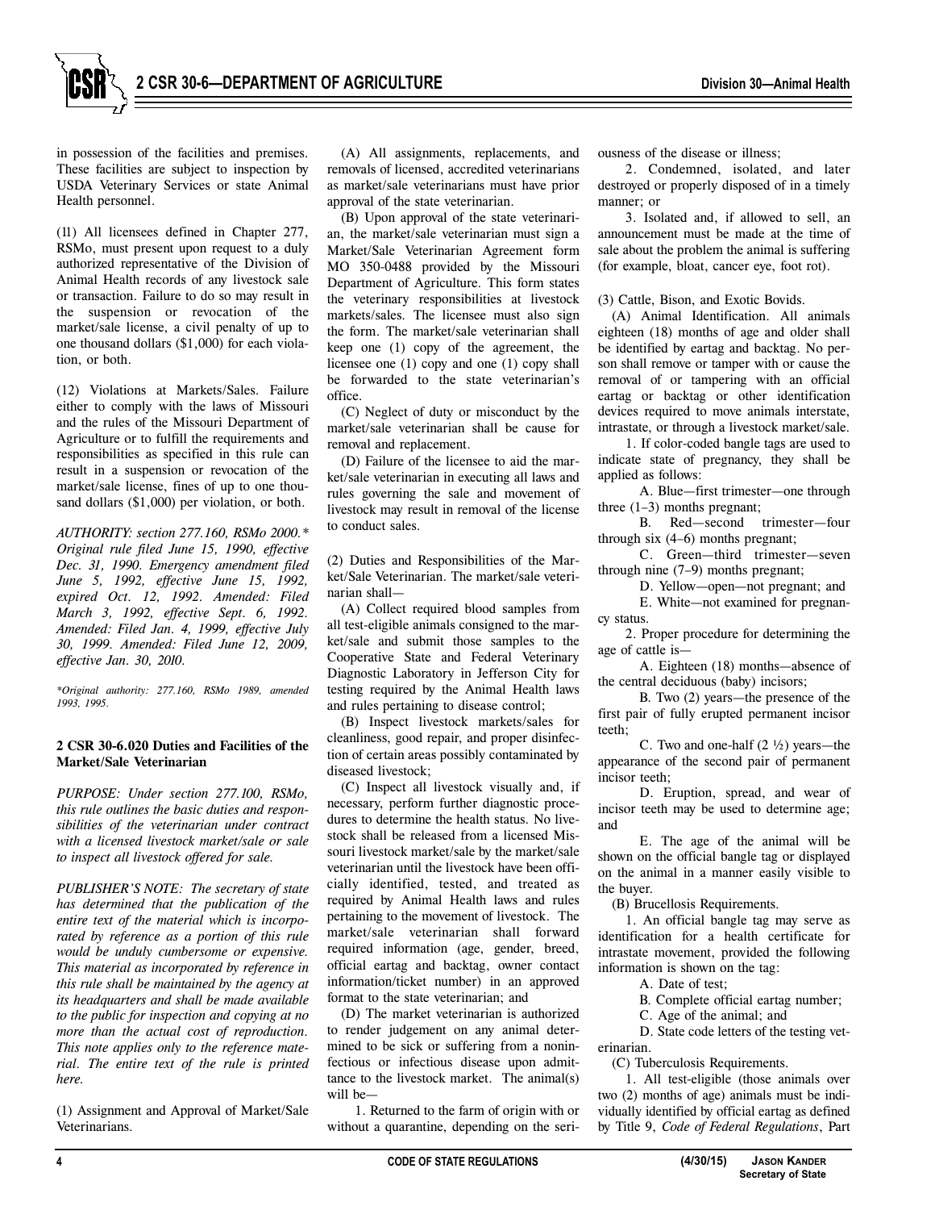in possession of the facilities and premises. These facilities are subject to inspection by USDA Veterinary Services or state Animal Health personnel.

(11) All licensees defined in Chapter 277, RSMo, must present upon request to a duly authorized representative of the Division of Animal Health records of any livestock sale or transaction. Failure to do so may result in the suspension or revocation of the market/sale license, a civil penalty of up to one thousand dollars ($1,000) for each violation, or both.

(12) Violations at Markets/Sales. Failure either to comply with the laws of Missouri and the rules of the Missouri Department of Agriculture or to fulfill the requirements and responsibilities as specified in this rule can result in a suspension or revocation of the market/sale license, fines of up to one thousand dollars ($1,000) per violation, or both.

*AUTHORITY: section 277.160, RSMo 2000.\* Original rule filed June 15, 1990, effective Dec. 31, 1990. Emergency amendment filed June 5, 1992, effective June 15, 1992, expired Oct. 12, 1992. Amended: Filed March 3, 1992, effective Sept. 6, 1992. Amended: Filed Jan. 4, 1999, effective July 30, 1999. Amended: Filed June 12, 2009, effective Jan. 30, 2010.*

*\*Original authority: 277.160, RSMo 1989, amended 1993, 1995.*

**2 CSR 30-6.020 Duties and Facilities of the Market/Sale Veterinarian**

*PURPOSE: Under section 277.100, RSMo, this rule outlines the basic duties and responsibilities of the veterinarian under contract with a licensed livestock market/sale or sale to inspect all livestock offered for sale.*

*PUBLISHER'S NOTE: The secretary of state has determined that the publication of the entire text of the material which is incorporated by reference as a portion of this rule would be unduly cumbersome or expensive. This material as incorporated by reference in this rule shall be maintained by the agency at its headquarters and shall be made available to the public for inspection and copying at no more than the actual cost of reproduction. This note applies only to the reference material. The entire text of the rule is printed here.*

(1) Assignment and Approval of Market/Sale Veterinarians.

(A) All assignments, replacements, and removals of licensed, accredited veterinarians as market/sale veterinarians must have prior approval of the state veterinarian.

(B) Upon approval of the state veterinarian, the market/sale veterinarian must sign a Market/Sale Veterinarian Agreement form MO 350-0488 provided by the Missouri Department of Agriculture. This form states the veterinary responsibilities at livestock markets/sales. The licensee must also sign the form. The market/sale veterinarian shall keep one (1) copy of the agreement, the licensee one (1) copy and one (1) copy shall be forwarded to the state veterinarian's office.

(C) Neglect of duty or misconduct by the market/sale veterinarian shall be cause for removal and replacement.

(D) Failure of the licensee to aid the market/sale veterinarian in executing all laws and rules governing the sale and movement of livestock may result in removal of the license to conduct sales.

(2) Duties and Responsibilities of the Market/Sale Veterinarian. The market/sale veterinarian shall—

(A) Collect required blood samples from all test-eligible animals consigned to the market/sale and submit those samples to the Cooperative State and Federal Veterinary Diagnostic Laboratory in Jefferson City for testing required by the Animal Health laws and rules pertaining to disease control;

(B) Inspect livestock markets/sales for cleanliness, good repair, and proper disinfection of certain areas possibly contaminated by diseased livestock;

(C) Inspect all livestock visually and, if necessary, perform further diagnostic procedures to determine the health status. No livestock shall be released from a licensed Missouri livestock market/sale by the market/sale veterinarian until the livestock have been officially identified, tested, and treated as required by Animal Health laws and rules pertaining to the movement of livestock. The market/sale veterinarian shall forward required information (age, gender, breed, official eartag and backtag, owner contact information/ticket number) in an approved format to the state veterinarian; and

(D) The market veterinarian is authorized to render judgement on any animal determined to be sick or suffering from a noninfectious or infectious disease upon admittance to the livestock market. The animal(s) will be—

1. Returned to the farm of origin with or without a quarantine, depending on the seriousness of the disease or illness;

2. Condemned, isolated, and later destroyed or properly disposed of in a timely manner; or

3. Isolated and, if allowed to sell, an announcement must be made at the time of sale about the problem the animal is suffering (for example, bloat, cancer eye, foot rot).

(3) Cattle, Bison, and Exotic Bovids.

(A) Animal Identification. All animals eighteen (18) months of age and older shall be identified by eartag and backtag. No person shall remove or tamper with or cause the removal of or tampering with an official eartag or backtag or other identification devices required to move animals interstate, intrastate, or through a livestock market/sale.

1. If color-coded bangle tags are used to indicate state of pregnancy, they shall be applied as follows:

A. Blue—first trimester—one through three (1–3) months pregnant;

B. Red—second trimester—four through six (4–6) months pregnant;

C. Green—third trimester—seven through nine (7–9) months pregnant;

D. Yellow—open—not pregnant; and

E. White—not examined for pregnancy status.

2. Proper procedure for determining the age of cattle is—

A. Eighteen (18) months—absence of the central deciduous (baby) incisors;

B. Two (2) years—the presence of the first pair of fully erupted permanent incisor teeth;

C. Two and one-half (2 ½) years—the appearance of the second pair of permanent incisor teeth;

D. Eruption, spread, and wear of incisor teeth may be used to determine age; and

E. The age of the animal will be shown on the official bangle tag or displayed on the animal in a manner easily visible to the buyer.

(B) Brucellosis Requirements.

1. An official bangle tag may serve as identification for a health certificate for intrastate movement, provided the following information is shown on the tag:

A. Date of test;

B. Complete official eartag number;

C. Age of the animal; and

D. State code letters of the testing veterinarian.

(C) Tuberculosis Requirements.

1. All test-eligible (those animals over two (2) months of age) animals must be individually identified by official eartag as defined by Title 9, *Code of Federal Regulations*, Part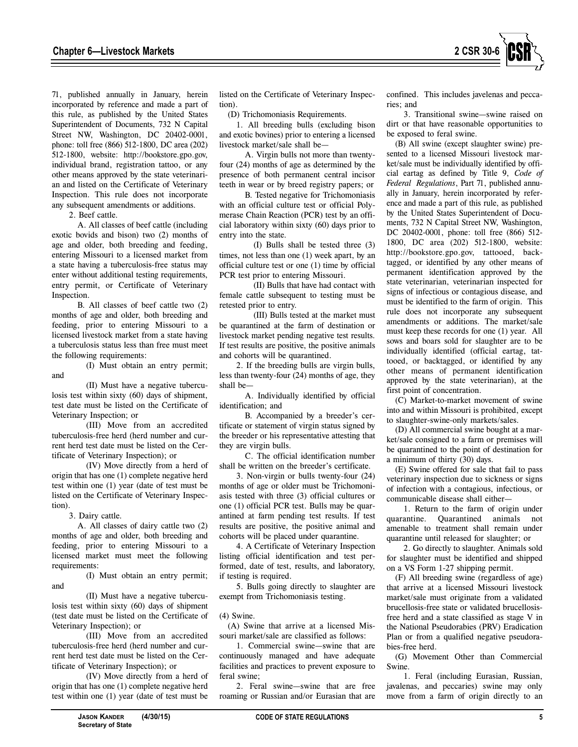71, published annually in January, herein incorporated by reference and made a part of this rule, as published by the United States Superintendent of Documents, 732 N Capital Street NW, Washington, DC 20402-0001, phone: toll free (866) 512-1800, DC area (202) 512-1800, website: http://bookstore.gpo.gov, individual brand, registration tattoo, or any other means approved by the state veterinarian and listed on the Certificate of Veterinary Inspection. This rule does not incorporate any subsequent amendments or additions.

2. Beef cattle.

A. All classes of beef cattle (including exotic bovids and bison) two (2) months of age and older, both breeding and feeding, entering Missouri to a licensed market from a state having a tuberculosis-free status may enter without additional testing requirements, entry permit, or Certificate of Veterinary Inspection.

B. All classes of beef cattle two (2) months of age and older, both breeding and feeding, prior to entering Missouri to a licensed livestock market from a state having a tuberculosis status less than free must meet the following requirements:

(I) Must obtain an entry permit; and

(II) Must have a negative tuberculosis test within sixty (60) days of shipment, test date must be listed on the Certificate of Veterinary Inspection; or

(III) Move from an accredited tuberculosis-free herd (herd number and current herd test date must be listed on the Certificate of Veterinary Inspection); or

(IV) Move directly from a herd of origin that has one (1) complete negative herd test within one (1) year (date of test must be listed on the Certificate of Veterinary Inspection).

3. Dairy cattle.

A. All classes of dairy cattle two (2) months of age and older, both breeding and feeding, prior to entering Missouri to a licensed market must meet the following requirements:

(I) Must obtain an entry permit; and

(II) Must have a negative tuberculosis test within sixty (60) days of shipment (test date must be listed on the Certificate of Veterinary Inspection); or

(III) Move from an accredited tuberculosis-free herd (herd number and current herd test date must be listed on the Certificate of Veterinary Inspection); or

(IV) Move directly from a herd of origin that has one (1) complete negative herd test within one (1) year (date of test must be listed on the Certificate of Veterinary Inspection).

(D) Trichomoniasis Requirements.

1. All breeding bulls (excluding bison and exotic bovines) prior to entering a licensed livestock market/sale shall be—

A. Virgin bulls not more than twenty-four (24) months of age as determined by the presence of both permanent central incisor teeth in wear or by breed registry papers; or

B. Tested negative for Trichomoniasis with an official culture test or official Polymerase Chain Reaction (PCR) test by an official laboratory within sixty (60) days prior to entry into the state.

(I) Bulls shall be tested three (3) times, not less than one (1) week apart, by an official culture test or one (1) time by official PCR test prior to entering Missouri.

(II) Bulls that have had contact with female cattle subsequent to testing must be retested prior to entry.

(III) Bulls tested at the market must be quarantined at the farm of destination or livestock market pending negative test results. If test results are positive, the positive animals and cohorts will be quarantined.

2. If the breeding bulls are virgin bulls, less than twenty-four (24) months of age, they shall be—

A. Individually identified by official identification; and

B. Accompanied by a breeder's certificate or statement of virgin status signed by the breeder or his representative attesting that they are virgin bulls.

C. The official identification number shall be written on the breeder's certificate.

3. Non-virgin or bulls twenty-four (24) months of age or older must be Trichomoniasis tested with three (3) official cultures or one (1) official PCR test. Bulls may be quarantined at farm pending test results. If test results are positive, the positive animal and cohorts will be placed under quarantine.

4. A Certificate of Veterinary Inspection listing official identification and test performed, date of test, results, and laboratory, if testing is required.

5. Bulls going directly to slaughter are exempt from Trichomoniasis testing.

(4) Swine.

(A) Swine that arrive at a licensed Missouri market/sale are classified as follows:

1. Commercial swine—swine that are continuously managed and have adequate facilities and practices to prevent exposure to feral swine;

2. Feral swine—swine that are free roaming or Russian and/or Eurasian that are confined. This includes javelenas and peccaries; and

3. Transitional swine—swine raised on dirt or that have reasonable opportunities to be exposed to feral swine.

(B) All swine (except slaughter swine) presented to a licensed Missouri livestock market/sale must be individually identified by official eartag as defined by Title 9, *Code of Federal Regulations*, Part 71, published annually in January, herein incorporated by reference and made a part of this rule, as published by the United States Superintendent of Documents, 732 N Capital Street NW, Washington, DC 20402-0001, phone: toll free (866) 512-1800, DC area (202) 512-1800, website: http://bookstore.gpo.gov, tattooed, backtagged, or identified by any other means of permanent identification approved by the state veterinarian, veterinarian inspected for signs of infectious or contagious disease, and must be identified to the farm of origin. This rule does not incorporate any subsequent amendments or additions. The market/sale must keep these records for one (1) year. All sows and boars sold for slaughter are to be individually identified (official eartag, tattooed, or backtagged, or identified by any other means of permanent identification approved by the state veterinarian), at the first point of concentration.

(C) Market-to-market movement of swine into and within Missouri is prohibited, except to slaughter-swine-only markets/sales.

(D) All commercial swine bought at a market/sale consigned to a farm or premises will be quarantined to the point of destination for a minimum of thirty (30) days.

(E) Swine offered for sale that fail to pass veterinary inspection due to sickness or signs of infection with a contagious, infectious, or communicable disease shall either—

1. Return to the farm of origin under quarantine. Quarantined animals not amenable to treatment shall remain under quarantine until released for slaughter; or

2. Go directly to slaughter. Animals sold for slaughter must be identified and shipped on a VS Form 1-27 shipping permit.

(F) All breeding swine (regardless of age) that arrive at a licensed Missouri livestock market/sale must originate from a validated brucellosis-free state or validated brucellosis-free herd and a state classified as stage V in the National Pseudorabies (PRV) Eradication Plan or from a qualified negative pseudorabies-free herd.

(G) Movement Other than Commercial Swine.

1. Feral (including Eurasian, Russian, javalenas, and peccaries) swine may only move from a farm of origin directly to an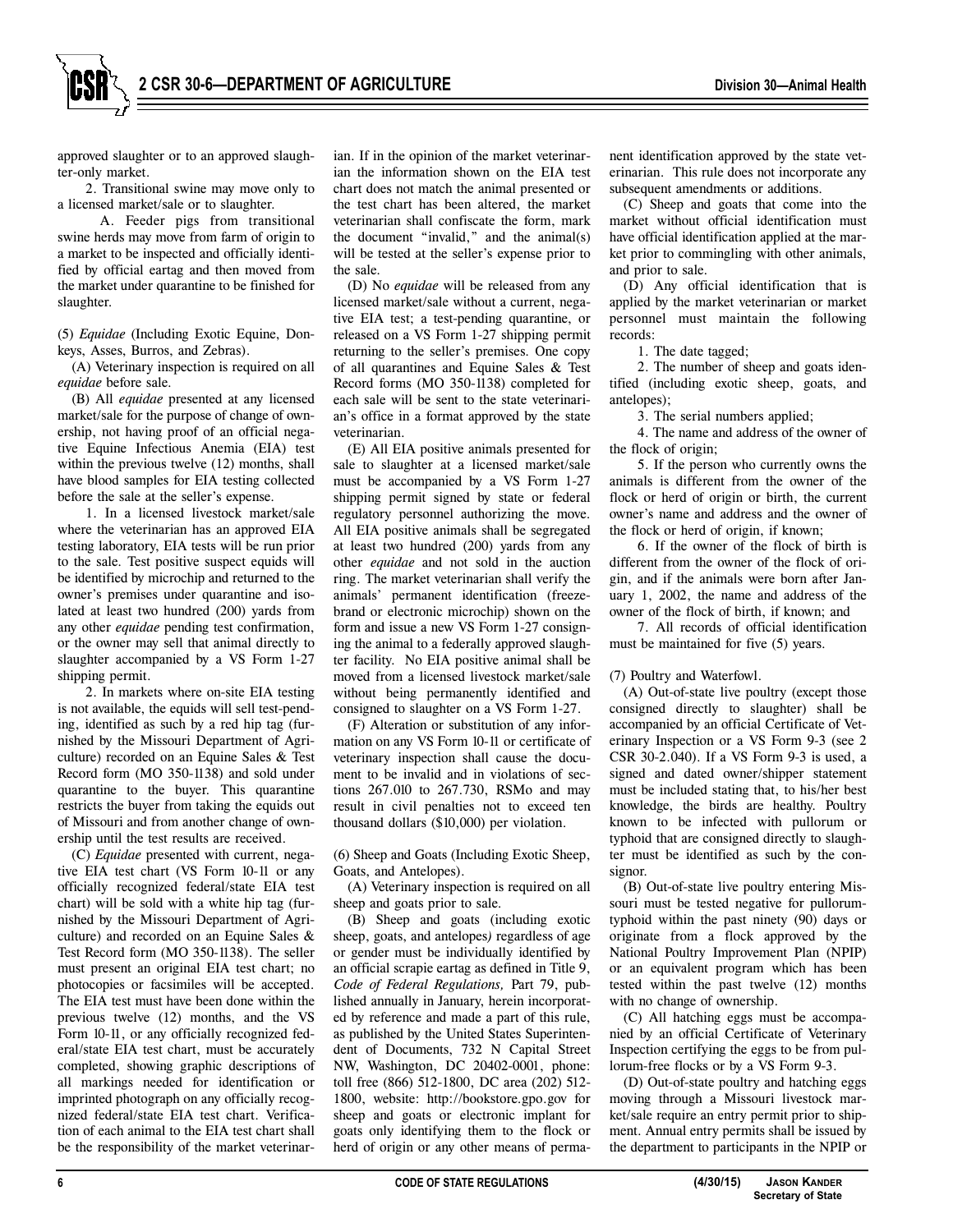approved slaughter or to an approved slaughter-only market.

2. Transitional swine may move only to a licensed market/sale or to slaughter.

A. Feeder pigs from transitional swine herds may move from farm of origin to a market to be inspected and officially identified by official eartag and then moved from the market under quarantine to be finished for slaughter.

(5) *Equidae* (Including Exotic Equine, Donkeys, Asses, Burros, and Zebras).

(A) Veterinary inspection is required on all *equidae* before sale.

(B) All *equidae* presented at any licensed market/sale for the purpose of change of ownership, not having proof of an official negative Equine Infectious Anemia (EIA) test within the previous twelve (12) months, shall have blood samples for EIA testing collected before the sale at the seller's expense.

1. In a licensed livestock market/sale where the veterinarian has an approved EIA testing laboratory, EIA tests will be run prior to the sale. Test positive suspect equids will be identified by microchip and returned to the owner's premises under quarantine and isolated at least two hundred (200) yards from any other *equidae* pending test confirmation, or the owner may sell that animal directly to slaughter accompanied by a VS Form 1-27 shipping permit.

2. In markets where on-site EIA testing is not available, the equids will sell test-pending, identified as such by a red hip tag (furnished by the Missouri Department of Agriculture) recorded on an Equine Sales & Test Record form (MO 350-1138) and sold under quarantine to the buyer. This quarantine restricts the buyer from taking the equids out of Missouri and from another change of ownership until the test results are received.

(C) *Equidae* presented with current, negative EIA test chart (VS Form 10-11 or any officially recognized federal/state EIA test chart) will be sold with a white hip tag (furnished by the Missouri Department of Agriculture) and recorded on an Equine Sales & Test Record form (MO 350-1138). The seller must present an original EIA test chart; no photocopies or facsimiles will be accepted. The EIA test must have been done within the previous twelve (12) months, and the VS Form 10-11, or any officially recognized federal/state EIA test chart, must be accurately completed, showing graphic descriptions of all markings needed for identification or imprinted photograph on any officially recognized federal/state EIA test chart. Verification of each animal to the EIA test chart shall be the responsibility of the market veterinarian. If in the opinion of the market veterinarian the information shown on the EIA test chart does not match the animal presented or the test chart has been altered, the market veterinarian shall confiscate the form, mark the document "invalid," and the animal(s) will be tested at the seller's expense prior to the sale.

(D) No *equidae* will be released from any licensed market/sale without a current, negative EIA test; a test-pending quarantine, or released on a VS Form 1-27 shipping permit returning to the seller's premises. One copy of all quarantines and Equine Sales & Test Record forms (MO 350-1138) completed for each sale will be sent to the state veterinarian's office in a format approved by the state veterinarian.

(E) All EIA positive animals presented for sale to slaughter at a licensed market/sale must be accompanied by a VS Form 1-27 shipping permit signed by state or federal regulatory personnel authorizing the move. All EIA positive animals shall be segregated at least two hundred (200) yards from any other *equidae* and not sold in the auction ring. The market veterinarian shall verify the animals' permanent identification (freeze-brand or electronic microchip) shown on the form and issue a new VS Form 1-27 consigning the animal to a federally approved slaughter facility. No EIA positive animal shall be moved from a licensed livestock market/sale without being permanently identified and consigned to slaughter on a VS Form 1-27.

(F) Alteration or substitution of any information on any VS Form 10-11 or certificate of veterinary inspection shall cause the document to be invalid and in violations of sections 267.010 to 267.730, RSMo and may result in civil penalties not to exceed ten thousand dollars ($10,000) per violation.

(6) Sheep and Goats (Including Exotic Sheep, Goats, and Antelopes).

(A) Veterinary inspection is required on all sheep and goats prior to sale.

(B) Sheep and goats (including exotic sheep, goats, and antelopes) regardless of age or gender must be individually identified by an official scrapie eartag as defined in Title 9, *Code of Federal Regulations,* Part 79, published annually in January, herein incorporated by reference and made a part of this rule, as published by the United States Superintendent of Documents, 732 N Capital Street NW, Washington, DC 20402-0001, phone: toll free (866) 512-1800, DC area (202) 512-1800, website: http://bookstore.gpo.gov for sheep and goats or electronic implant for goats only identifying them to the flock or herd of origin or any other means of permanent identification approved by the state veterinarian. This rule does not incorporate any subsequent amendments or additions.

(C) Sheep and goats that come into the market without official identification must have official identification applied at the market prior to commingling with other animals, and prior to sale.

(D) Any official identification that is applied by the market veterinarian or market personnel must maintain the following records:

1. The date tagged;

2. The number of sheep and goats identified (including exotic sheep, goats, and antelopes);

3. The serial numbers applied;

4. The name and address of the owner of the flock of origin;

5. If the person who currently owns the animals is different from the owner of the flock or herd of origin or birth, the current owner's name and address and the owner of the flock or herd of origin, if known;

6. If the owner of the flock of birth is different from the owner of the flock of origin, and if the animals were born after January 1, 2002, the name and address of the owner of the flock of birth, if known; and

7. All records of official identification must be maintained for five (5) years.

(7) Poultry and Waterfowl.

(A) Out-of-state live poultry (except those consigned directly to slaughter) shall be accompanied by an official Certificate of Veterinary Inspection or a VS Form 9-3 (see 2 CSR 30-2.040). If a VS Form 9-3 is used, a signed and dated owner/shipper statement must be included stating that, to his/her best knowledge, the birds are healthy. Poultry known to be infected with pullorum or typhoid that are consigned directly to slaughter must be identified as such by the consignor.

(B) Out-of-state live poultry entering Missouri must be tested negative for pullorum-typhoid within the past ninety (90) days or originate from a flock approved by the National Poultry Improvement Plan (NPIP) or an equivalent program which has been tested within the past twelve (12) months with no change of ownership.

(C) All hatching eggs must be accompanied by an official Certificate of Veterinary Inspection certifying the eggs to be from pullorum-free flocks or by a VS Form 9-3.

(D) Out-of-state poultry and hatching eggs moving through a Missouri livestock market/sale require an entry permit prior to shipment. Annual entry permits shall be issued by the department to participants in the NPIP or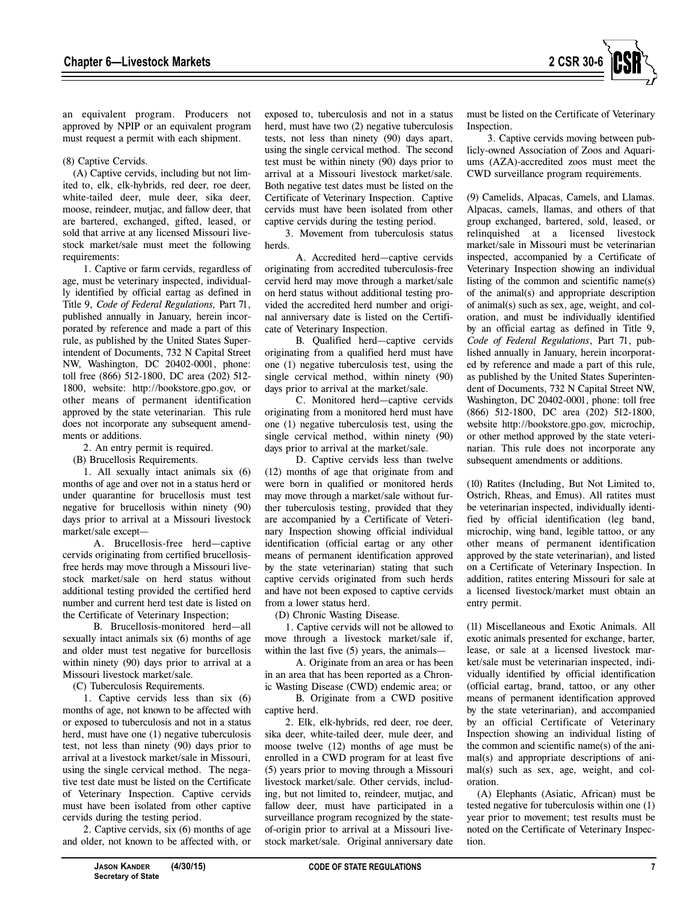an equivalent program. Producers not approved by NPIP or an equivalent program must request a permit with each shipment.

(8) Captive Cervids.

(A) Captive cervids, including but not limited to, elk, elk-hybrids, red deer, roe deer, white-tailed deer, mule deer, sika deer, moose, reindeer, mutjac, and fallow deer, that are bartered, exchanged, gifted, leased, or sold that arrive at any licensed Missouri livestock market/sale must meet the following requirements:

1. Captive or farm cervids, regardless of age, must be veterinary inspected, individually identified by official eartag as defined in Title 9, *Code of Federal Regulations,* Part 71, published annually in January, herein incorporated by reference and made a part of this rule, as published by the United States Superintendent of Documents, 732 N Capital Street NW, Washington, DC 20402-0001, phone: toll free (866) 512-1800, DC area (202) 512-1800, website: http://bookstore.gpo.gov, or other means of permanent identification approved by the state veterinarian. This rule does not incorporate any subsequent amendments or additions.

2. An entry permit is required.

(B) Brucellosis Requirements.

1. All sexually intact animals six (6) months of age and over not in a status herd or under quarantine for brucellosis must test negative for brucellosis within ninety (90) days prior to arrival at a Missouri livestock market/sale except—

A. Brucellosis-free herd—captive cervids originating from certified brucellosis-free herds may move through a Missouri livestock market/sale on herd status without additional testing provided the certified herd number and current herd test date is listed on the Certificate of Veterinary Inspection;

B. Brucellosis-monitored herd—all sexually intact animals six (6) months of age and older must test negative for burcellosis within ninety (90) days prior to arrival at a Missouri livestock market/sale.

(C) Tuberculosis Requirements.

1. Captive cervids less than six (6) months of age, not known to be affected with or exposed to tuberculosis and not in a status herd, must have one (1) negative tuberculosis test, not less than ninety (90) days prior to arrival at a livestock market/sale in Missouri, using the single cervical method. The negative test date must be listed on the Certificate of Veterinary Inspection. Captive cervids must have been isolated from other captive cervids during the testing period.

2. Captive cervids, six (6) months of age and older, not known to be affected with, or exposed to, tuberculosis and not in a status herd, must have two (2) negative tuberculosis tests, not less than ninety (90) days apart, using the single cervical method. The second test must be within ninety (90) days prior to arrival at a Missouri livestock market/sale. Both negative test dates must be listed on the Certificate of Veterinary Inspection. Captive cervids must have been isolated from other captive cervids during the testing period.

3. Movement from tuberculosis status herds.

A. Accredited herd—captive cervids originating from accredited tuberculosis-free cervid herd may move through a market/sale on herd status without additional testing provided the accredited herd number and original anniversary date is listed on the Certificate of Veterinary Inspection.

B. Qualified herd—captive cervids originating from a qualified herd must have one (1) negative tuberculosis test, using the single cervical method, within ninety (90) days prior to arrival at the market/sale.

C. Monitored herd—captive cervids originating from a monitored herd must have one (1) negative tuberculosis test, using the single cervical method, within ninety (90) days prior to arrival at the market/sale.

D. Captive cervids less than twelve (12) months of age that originate from and were born in qualified or monitored herds may move through a market/sale without further tuberculosis testing, provided that they are accompanied by a Certificate of Veterinary Inspection showing official individual identification (official eartag or any other means of permanent identification approved by the state veterinarian) stating that such captive cervids originated from such herds and have not been exposed to captive cervids from a lower status herd.

(D) Chronic Wasting Disease.

1. Captive cervids will not be allowed to move through a livestock market/sale if, within the last five (5) years, the animals—

A. Originate from an area or has been in an area that has been reported as a Chronic Wasting Disease (CWD) endemic area; or

B. Originate from a CWD positive captive herd.

2. Elk, elk-hybrids, red deer, roe deer, sika deer, white-tailed deer, mule deer, and moose twelve (12) months of age must be enrolled in a CWD program for at least five (5) years prior to moving through a Missouri livestock market/sale. Other cervids, including, but not limited to, reindeer, mutjac, and fallow deer, must have participated in a surveillance program recognized by the state-of-origin prior to arrival at a Missouri livestock market/sale. Original anniversary date must be listed on the Certificate of Veterinary Inspection.

3. Captive cervids moving between publicly-owned Association of Zoos and Aquariums (AZA)-accredited zoos must meet the CWD surveillance program requirements.

(9) Camelids, Alpacas, Camels, and Llamas. Alpacas, camels, llamas, and others of that group exchanged, bartered, sold, leased, or relinquished at a licensed livestock market/sale in Missouri must be veterinarian inspected, accompanied by a Certificate of Veterinary Inspection showing an individual listing of the common and scientific name(s) of the animal(s) and appropriate description of animal(s) such as sex, age, weight, and coloration, and must be individually identified by an official eartag as defined in Title 9, *Code of Federal Regulations*, Part 71, published annually in January, herein incorporated by reference and made a part of this rule, as published by the United States Superintendent of Documents, 732 N Capital Street NW, Washington, DC 20402-0001, phone: toll free (866) 512-1800, DC area (202) 512-1800, website http://bookstore.gpo.gov, microchip, or other method approved by the state veterinarian. This rule does not incorporate any subsequent amendments or additions.

(10) Ratites (Including, But Not Limited to, Ostrich, Rheas, and Emus). All ratites must be veterinarian inspected, individually identified by official identification (leg band, microchip, wing band, legible tattoo, or any other means of permanent identification approved by the state veterinarian), and listed on a Certificate of Veterinary Inspection. In addition, ratites entering Missouri for sale at a licensed livestock/market must obtain an entry permit.

(11) Miscellaneous and Exotic Animals. All exotic animals presented for exchange, barter, lease, or sale at a licensed livestock market/sale must be veterinarian inspected, individually identified by official identification (official eartag, brand, tattoo, or any other means of permanent identification approved by the state veterinarian), and accompanied by an official Certificate of Veterinary Inspection showing an individual listing of the common and scientific name(s) of the animal(s) and appropriate descriptions of animal(s) such as sex, age, weight, and coloration.

(A) Elephants (Asiatic, African) must be tested negative for tuberculosis within one (1) year prior to movement; test results must be noted on the Certificate of Veterinary Inspection.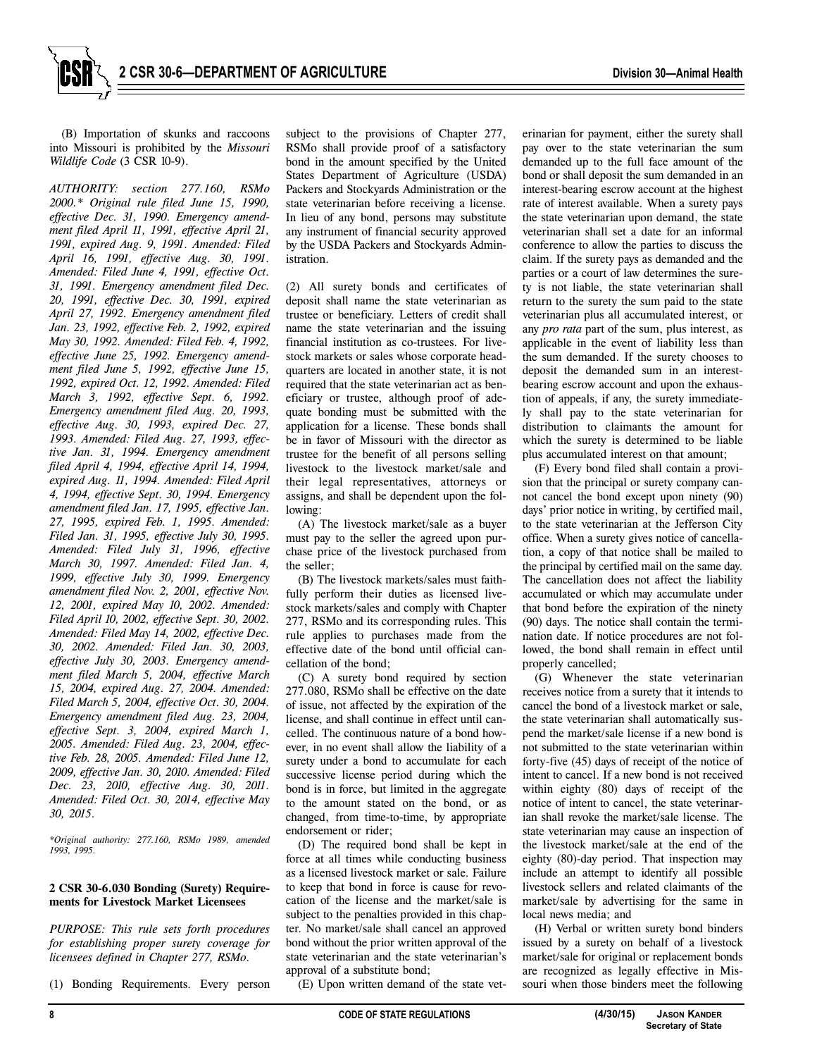(B) Importation of skunks and raccoons into Missouri is prohibited by the *Missouri Wildlife Code* (3 CSR 10-9).

*AUTHORITY: section 277.160, RSMo 2000.\* Original rule filed June 15, 1990, effective Dec. 31, 1990. Emergency amendment filed April 11, 1991, effective April 21, 1991, expired Aug. 9, 1991. Amended: Filed April 16, 1991, effective Aug. 30, 1991. Amended: Filed June 4, 1991, effective Oct. 31, 1991. Emergency amendment filed Dec. 20, 1991, effective Dec. 30, 1991, expired April 27, 1992. Emergency amendment filed Jan. 23, 1992, effective Feb. 2, 1992, expired May 30, 1992. Amended: Filed Feb. 4, 1992, effective June 25, 1992. Emergency amendment filed June 5, 1992, effective June 15, 1992, expired Oct. 12, 1992. Amended: Filed March 3, 1992, effective Sept. 6, 1992. Emergency amendment filed Aug. 20, 1993, effective Aug. 30, 1993, expired Dec. 27, 1993. Amended: Filed Aug. 27, 1993, effective Jan. 31, 1994. Emergency amendment filed April 4, 1994, effective April 14, 1994, expired Aug. 11, 1994. Amended: Filed April 4, 1994, effective Sept. 30, 1994. Emergency amendment filed Jan. 17, 1995, effective Jan. 27, 1995, expired Feb. 1, 1995. Amended: Filed Jan. 31, 1995, effective July 30, 1995. Amended: Filed July 31, 1996, effective March 30, 1997. Amended: Filed Jan. 4, 1999, effective July 30, 1999. Emergency amendment filed Nov. 2, 2001, effective Nov. 12, 2001, expired May 10, 2002. Amended: Filed April 10, 2002, effective Sept. 30, 2002. Amended: Filed May 14, 2002, effective Dec. 30, 2002. Amended: Filed Jan. 30, 2003, effective July 30, 2003. Emergency amendment filed March 5, 2004, effective March 15, 2004, expired Aug. 27, 2004. Amended: Filed March 5, 2004, effective Oct. 30, 2004. Emergency amendment filed Aug. 23, 2004, effective Sept. 3, 2004, expired March 1, 2005. Amended: Filed Aug. 23, 2004, effective Feb. 28, 2005. Amended: Filed June 12, 2009, effective Jan. 30, 2010. Amended: Filed Dec. 23, 2010, effective Aug. 30, 2011. Amended: Filed Oct. 30, 2014, effective May 30, 2015.*

*\*Original authority: 277.160, RSMo 1989, amended 1993, 1995.*

**2 CSR 30-6.030 Bonding (Surety) Requirements for Livestock Market Licensees**

*PURPOSE: This rule sets forth procedures for establishing proper surety coverage for licensees defined in Chapter 277, RSMo.*

(1) Bonding Requirements. Every person subject to the provisions of Chapter 277, RSMo shall provide proof of a satisfactory bond in the amount specified by the United States Department of Agriculture (USDA) Packers and Stockyards Administration or the state veterinarian before receiving a license. In lieu of any bond, persons may substitute any instrument of financial security approved by the USDA Packers and Stockyards Administration.

(2) All surety bonds and certificates of deposit shall name the state veterinarian as trustee or beneficiary. Letters of credit shall name the state veterinarian and the issuing financial institution as co-trustees. For livestock markets or sales whose corporate headquarters are located in another state, it is not required that the state veterinarian act as beneficiary or trustee, although proof of adequate bonding must be submitted with the application for a license. These bonds shall be in favor of Missouri with the director as trustee for the benefit of all persons selling livestock to the livestock market/sale and their legal representatives, attorneys or assigns, and shall be dependent upon the following:

(A) The livestock market/sale as a buyer must pay to the seller the agreed upon purchase price of the livestock purchased from the seller;

(B) The livestock markets/sales must faithfully perform their duties as licensed livestock markets/sales and comply with Chapter 277, RSMo and its corresponding rules. This rule applies to purchases made from the effective date of the bond until official cancellation of the bond;

(C) A surety bond required by section 277.080, RSMo shall be effective on the date of issue, not affected by the expiration of the license, and shall continue in effect until cancelled. The continuous nature of a bond however, in no event shall allow the liability of a surety under a bond to accumulate for each successive license period during which the bond is in force, but limited in the aggregate to the amount stated on the bond, or as changed, from time-to-time, by appropriate endorsement or rider;

(D) The required bond shall be kept in force at all times while conducting business as a licensed livestock market or sale. Failure to keep that bond in force is cause for revocation of the license and the market/sale is subject to the penalties provided in this chapter. No market/sale shall cancel an approved bond without the prior written approval of the state veterinarian and the state veterinarian's approval of a substitute bond;

(E) Upon written demand of the state veterinarian for payment, either the surety shall pay over to the state veterinarian the sum demanded up to the full face amount of the bond or shall deposit the sum demanded in an interest-bearing escrow account at the highest rate of interest available. When a surety pays the state veterinarian upon demand, the state veterinarian shall set a date for an informal conference to allow the parties to discuss the claim. If the surety pays as demanded and the parties or a court of law determines the surety is not liable, the state veterinarian shall return to the surety the sum paid to the state veterinarian plus all accumulated interest, or any *pro rata* part of the sum, plus interest, as applicable in the event of liability less than the sum demanded. If the surety chooses to deposit the demanded sum in an interest-bearing escrow account and upon the exhaustion of appeals, if any, the surety immediately shall pay to the state veterinarian for distribution to claimants the amount for which the surety is determined to be liable plus accumulated interest on that amount;

(F) Every bond filed shall contain a provision that the principal or surety company cannot cancel the bond except upon ninety (90) days' prior notice in writing, by certified mail, to the state veterinarian at the Jefferson City office. When a surety gives notice of cancellation, a copy of that notice shall be mailed to the principal by certified mail on the same day. The cancellation does not affect the liability accumulated or which may accumulate under that bond before the expiration of the ninety (90) days. The notice shall contain the termination date. If notice procedures are not followed, the bond shall remain in effect until properly cancelled;

(G) Whenever the state veterinarian receives notice from a surety that it intends to cancel the bond of a livestock market or sale, the state veterinarian shall automatically suspend the market/sale license if a new bond is not submitted to the state veterinarian within forty-five (45) days of receipt of the notice of intent to cancel. If a new bond is not received within eighty (80) days of receipt of the notice of intent to cancel, the state veterinarian shall revoke the market/sale license. The state veterinarian may cause an inspection of the livestock market/sale at the end of the eighty (80)-day period. That inspection may include an attempt to identify all possible livestock sellers and related claimants of the market/sale by advertising for the same in local news media; and

(H) Verbal or written surety bond binders issued by a surety on behalf of a livestock market/sale for original or replacement bonds are recognized as legally effective in Missouri when those binders meet the following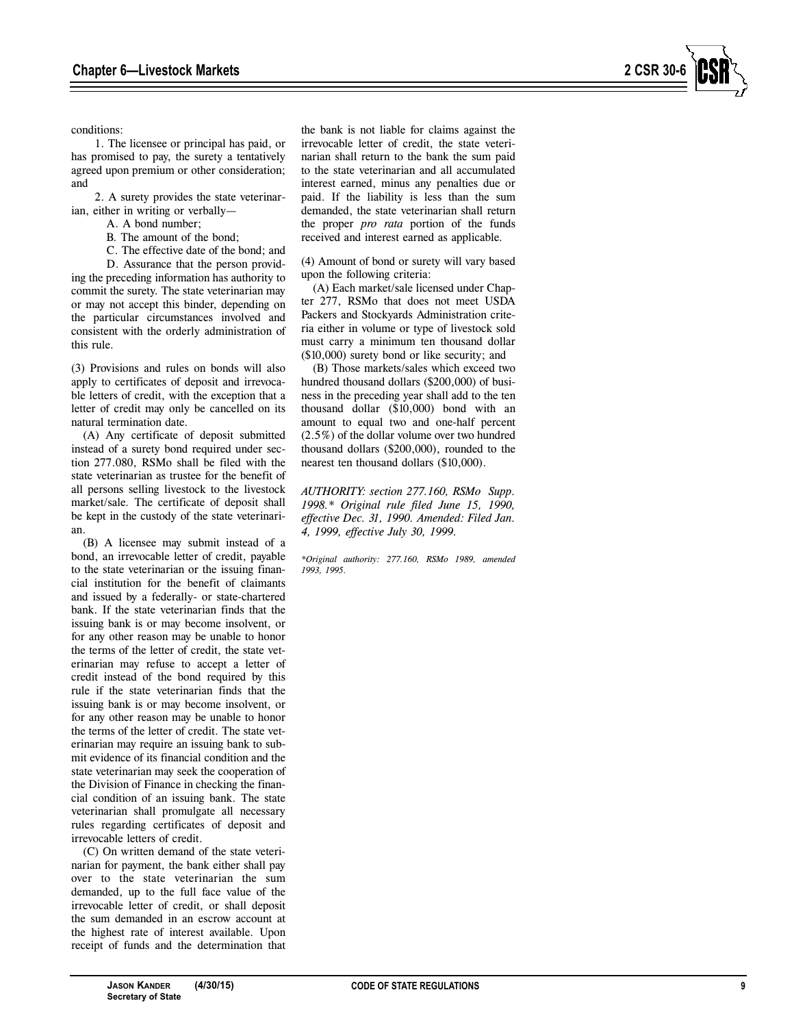conditions:

1. The licensee or principal has paid, or has promised to pay, the surety a tentatively agreed upon premium or other consideration; and

2. A surety provides the state veterinarian, either in writing or verbally—

A. A bond number;

B. The amount of the bond;

C. The effective date of the bond; and

D. Assurance that the person providing the preceding information has authority to commit the surety. The state veterinarian may or may not accept this binder, depending on the particular circumstances involved and consistent with the orderly administration of this rule.

(3) Provisions and rules on bonds will also apply to certificates of deposit and irrevocable letters of credit, with the exception that a letter of credit may only be cancelled on its natural termination date.

(A) Any certificate of deposit submitted instead of a surety bond required under section 277.080, RSMo shall be filed with the state veterinarian as trustee for the benefit of all persons selling livestock to the livestock market/sale. The certificate of deposit shall be kept in the custody of the state veterinarian.

(B) A licensee may submit instead of a bond, an irrevocable letter of credit, payable to the state veterinarian or the issuing financial institution for the benefit of claimants and issued by a federally- or state-chartered bank. If the state veterinarian finds that the issuing bank is or may become insolvent, or for any other reason may be unable to honor the terms of the letter of credit, the state veterinarian may refuse to accept a letter of credit instead of the bond required by this rule if the state veterinarian finds that the issuing bank is or may become insolvent, or for any other reason may be unable to honor the terms of the letter of credit. The state veterinarian may require an issuing bank to submit evidence of its financial condition and the state veterinarian may seek the cooperation of the Division of Finance in checking the financial condition of an issuing bank. The state veterinarian shall promulgate all necessary rules regarding certificates of deposit and irrevocable letters of credit.

(C) On written demand of the state veterinarian for payment, the bank either shall pay over to the state veterinarian the sum demanded, up to the full face value of the irrevocable letter of credit, or shall deposit the sum demanded in an escrow account at the highest rate of interest available. Upon receipt of funds and the determination that the bank is not liable for claims against the irrevocable letter of credit, the state veterinarian shall return to the bank the sum paid to the state veterinarian and all accumulated interest earned, minus any penalties due or paid. If the liability is less than the sum demanded, the state veterinarian shall return the proper *pro rata* portion of the funds received and interest earned as applicable.

(4) Amount of bond or surety will vary based upon the following criteria:

(A) Each market/sale licensed under Chapter 277, RSMo that does not meet USDA Packers and Stockyards Administration criteria either in volume or type of livestock sold must carry a minimum ten thousand dollar ($10,000) surety bond or like security; and

(B) Those markets/sales which exceed two hundred thousand dollars ($200,000) of business in the preceding year shall add to the ten thousand dollar ($10,000) bond with an amount to equal two and one-half percent (2.5%) of the dollar volume over two hundred thousand dollars ($200,000), rounded to the nearest ten thousand dollars ($10,000).

*AUTHORITY: section 277.160, RSMo Supp. 1998.\* Original rule filed June 15, 1990, effective Dec. 31, 1990. Amended: Filed Jan. 4, 1999, effective July 30, 1999.*

*\*Original authority: 277.160, RSMo 1989, amended 1993, 1995.*